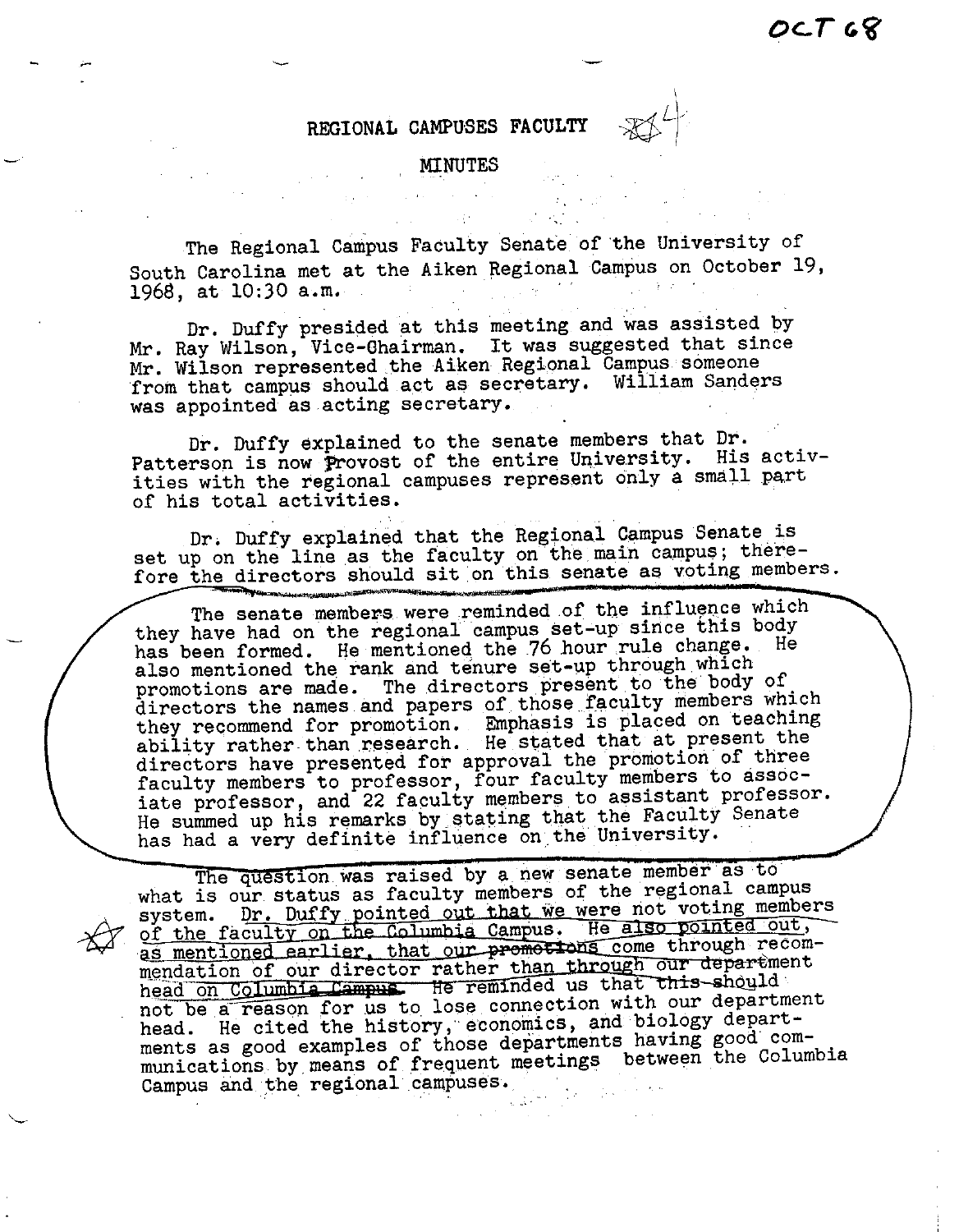OCT 68

# REGIONAL CAMPUSES FACULTY

## MINUTES

The Regional Campus Faculty Senate of the University of South Carolina met at the Aiken Regional Campus on October 19, 1968, at 10:30 a.m.

Dr. Duffy presided at this meeting and was assisted by Mr. Ray Wilson, Vice-Chairman. It was suggested that since Mr. Wilson represented the Aiken Regional Campus someone from that campus should act as secretary. William Sanders was appointed as acting secretary.

Dr. Duffy explained to the senate members that Dr. Patterson is now Provost of the entire University. His activities with the regional campuses represent only a small part of his total activities.

Dr. Duffy explained that the Regional Campus Senate is set up on the line as the faculty on the main campus; therefore the directors should sit on this senate as voting members.

The senate members were reminded of the influence which they have had on the regional campus set-up since this body has been formed. He mentioned the 76 hour rule change. He also mentioned the rank and tenure set-up through which promotions are made. The directors present to the body of directors the names and papers of those faculty members which they recommend for promotion. Emphasis is placed on teaching ability rather than research. He stated that at present the directors have presented for approval the promotion of three faculty members to professor, four faculty members to associate professor, and 22 faculty members to assistant professor. He summed up his remarks by stating that the Faculty Senate has had a very definite influence on the University.

The question was raised by a new senate member as to what is our status as faculty members of the regional campus system. Dr. Duffy pointed out that we were not voting members of the faculty on the Columbia Campus. He also pointed out, as mentioned earlier, that our promotions come through recommendation of our director rather than through our department head on Columbia Campus. He reminded us that this should not be a reason for us to lose connection with our department head. He cited the history, economics, and biology departments as good examples of those departments having good communications by means of frequent meetings between the Columbia Campus and the regional campuses.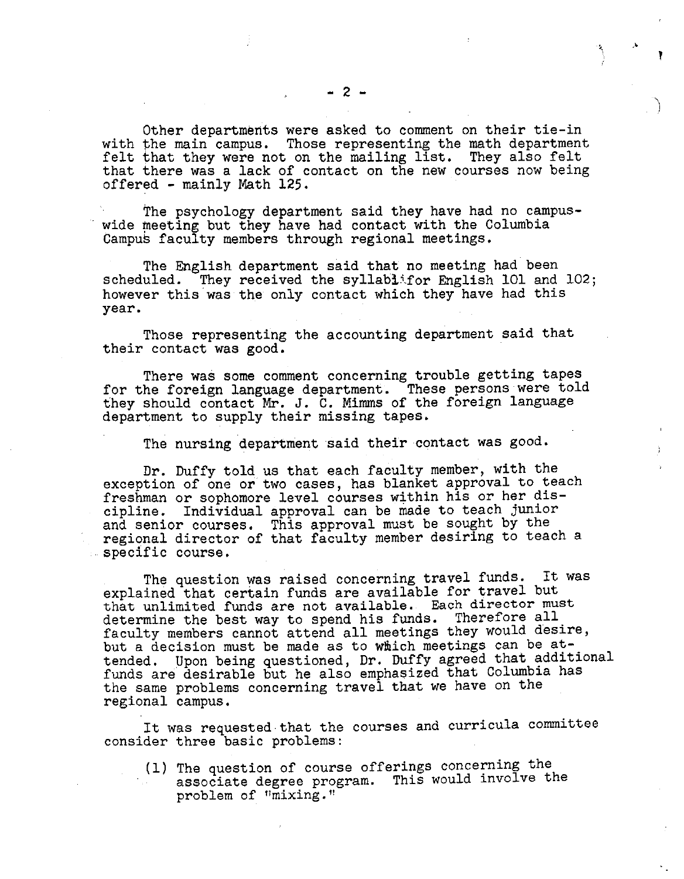Other departments were asked to comment on their tie-in with the main campus. Those representing the math department felt that they were not on the mailing list. They also felt that there was a lack of contact on the new courses now being offered - mainly Math 125.

The psychology department said they have had no campus-wide meeting but they have had contact with the Columbia Campus faculty members through regional meetings.

The English department said that no meeting had been scheduled. They received the syllabi for English 101 and 102; however this was the only contact which they have had this year.

Those representing the accounting department said that their contact was good.

There was some comment concerning trouble getting tapes for the foreign language department. These persons were told they should contact Mr. J. C. Mimms of the foreign language department to supply their missing tapes.

The nursing department said their contact was good.

Dr. Duffy told us that each faculty member, with the exception of one or two cases, has blanket approval to teach freshman or sophomore level courses within his or her discipline. Individual approval can be made to teach junior and senior courses. This approval must be sought by the regional director of that faculty member desiring to teach a specific course.

The question was raised concerning travel funds. It was explained that certain funds are available for travel but that unlimited funds are not available. Each director must determine the best way to spend his funds. Therefore all faculty members cannot attend all meetings they would desire, but a decision must be made as to which meetings can be attended. Upon being questioned, Dr. Duffy agreed that additional funds are desirable but he also emphasized that Columbia has the same problems concerning travel that we have on the regional campus.

It was requested that the courses and curricula committee consider three basic problems:

(1) The question of course offerings concerning the associate degree program. This would involve the problem of "mixing."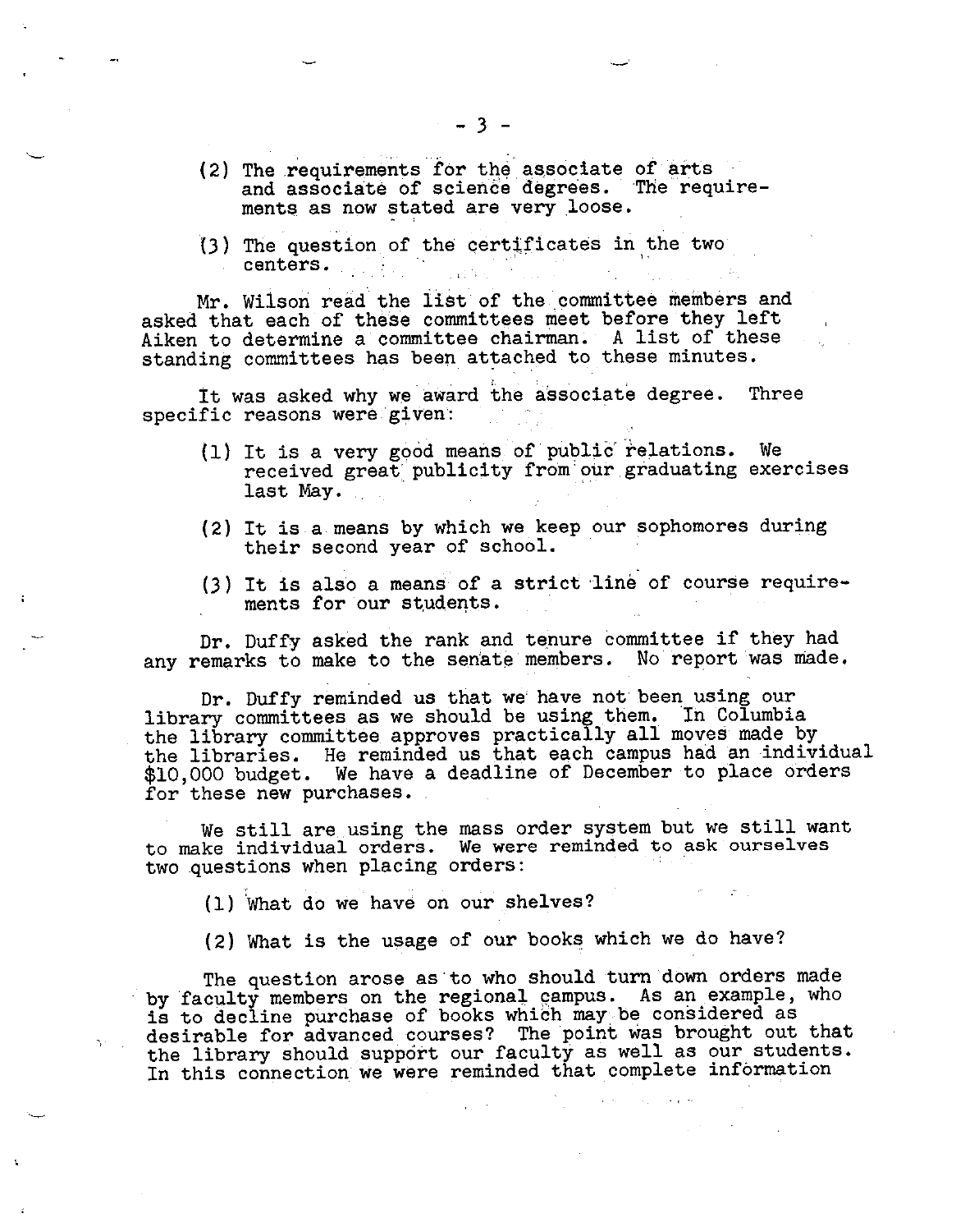(2) The requirements for the associate of arts and associate of science degrees. The requirements as now stated are very loose.

(3) The question of the certificates in the two centers.

Mr. Wilson read the list of the committee members and asked that each of these committees meet before they left Aiken to determine a committee chairman. A list of these standing committees has been attached to these minutes.

It was asked why we award the associate degree. Three specific reasons were given:

(1) It is a very good means of public relations. We received great publicity from our graduating exercises last May.

(2) It is a means by which we keep our sophomores during their second year of school.

(3) It is also a means of a strict line of course requirements for our students.

Dr. Duffy asked the rank and tenure committee if they had any remarks to make to the senate members. No report was made.

Dr. Duffy reminded us that we have not been using our library committees as we should be using them. In Columbia the library committee approves practically all moves made by the libraries. He reminded us that each campus had an individual $10,000 budget. We have a deadline of December to place orders for these new purchases.

We still are using the mass order system but we still want to make individual orders. We were reminded to ask ourselves two questions when placing orders:

(1) What do we have on our shelves?

(2) What is the usage of our books which we do have?

The question arose as to who should turn down orders made by faculty members on the regional campus. As an example, who is to decline purchase of books which may be considered as desirable for advanced courses? The point was brought out that the library should support our faculty as well as our students. In this connection we were reminded that complete information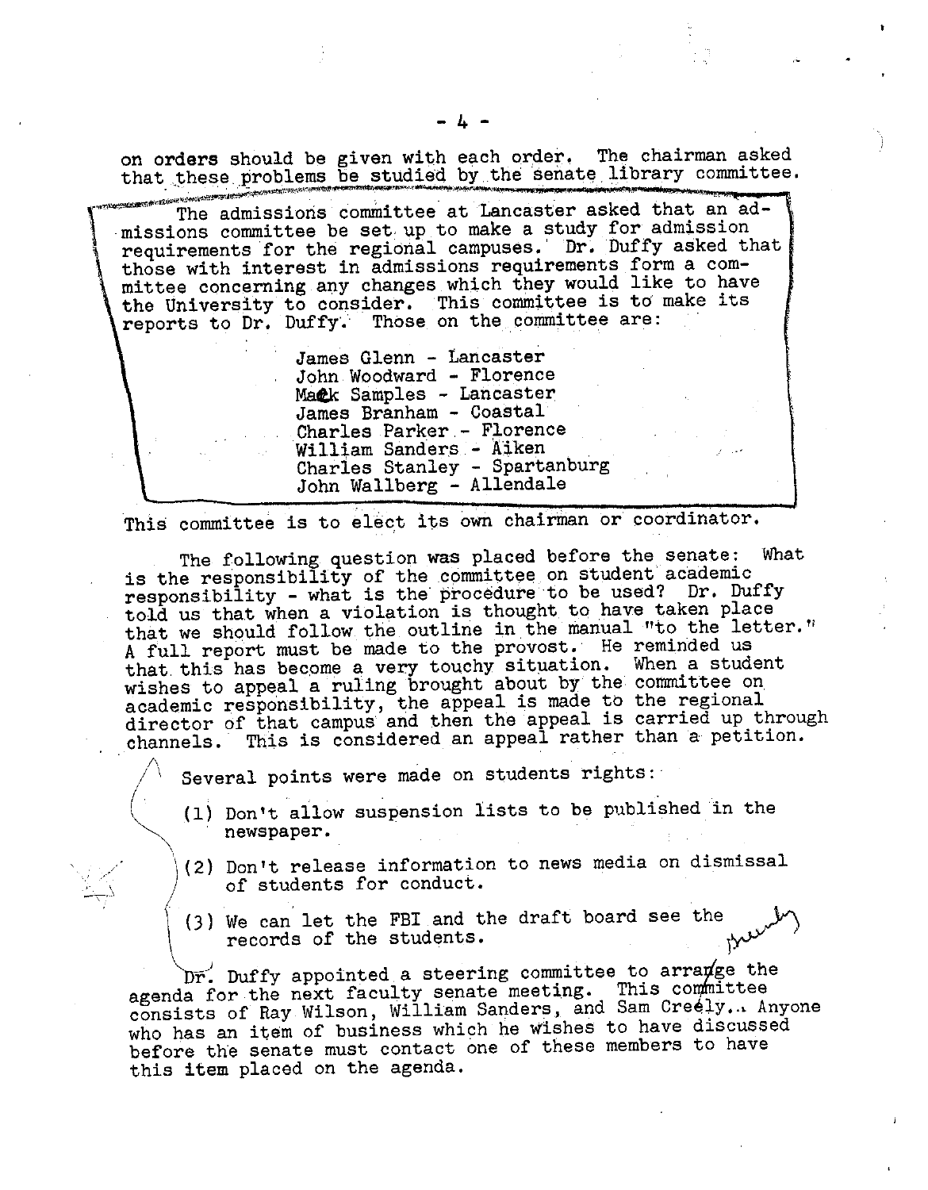on orders should be given with each order. The chairman asked that these problems be studied by the senate library committee.

The admissions committee at Lancaster asked that an admissions committee be set up to make a study for admission requirements for the regional campuses. Dr. Duffy asked that those with interest in admissions requirements form a committee concerning any changes which they would like to have the University to consider. This committee is to make its reports to Dr. Duffy. Those on the committee are:

James Glenn - Lancaster
John Woodward - Florence
Mack Samples - Lancaster
James Branham - Coastal
Charles Parker - Florence
William Sanders - Aiken
Charles Stanley - Spartanburg
John Wallberg - Allendale

This committee is to elect its own chairman or coordinator.

The following question was placed before the senate: What is the responsibility of the committee on student academic responsibility - what is the procedure to be used? Dr. Duffy told us that when a violation is thought to have taken place that we should follow the outline in the manual "to the letter." A full report must be made to the provost. He reminded us that this has become a very touchy situation. When a student wishes to appeal a ruling brought about by the committee on academic responsibility, the appeal is made to the regional director of that campus and then the appeal is carried up through channels. This is considered an appeal rather than a petition.

Several points were made on students rights:

(1) Don't allow suspension lists to be published in the newspaper.

(2) Don't release information to news media on dismissal of students for conduct.

(3) We can let the FBI and the draft board see the records of the students.

Dr. Duffy appointed a steering committee to arrange the agenda for the next faculty senate meeting. This committee consists of Ray Wilson, William Sanders, and Sam Creely. Anyone who has an item of business which he wishes to have discussed before the senate must contact one of these members to have this item placed on the agenda.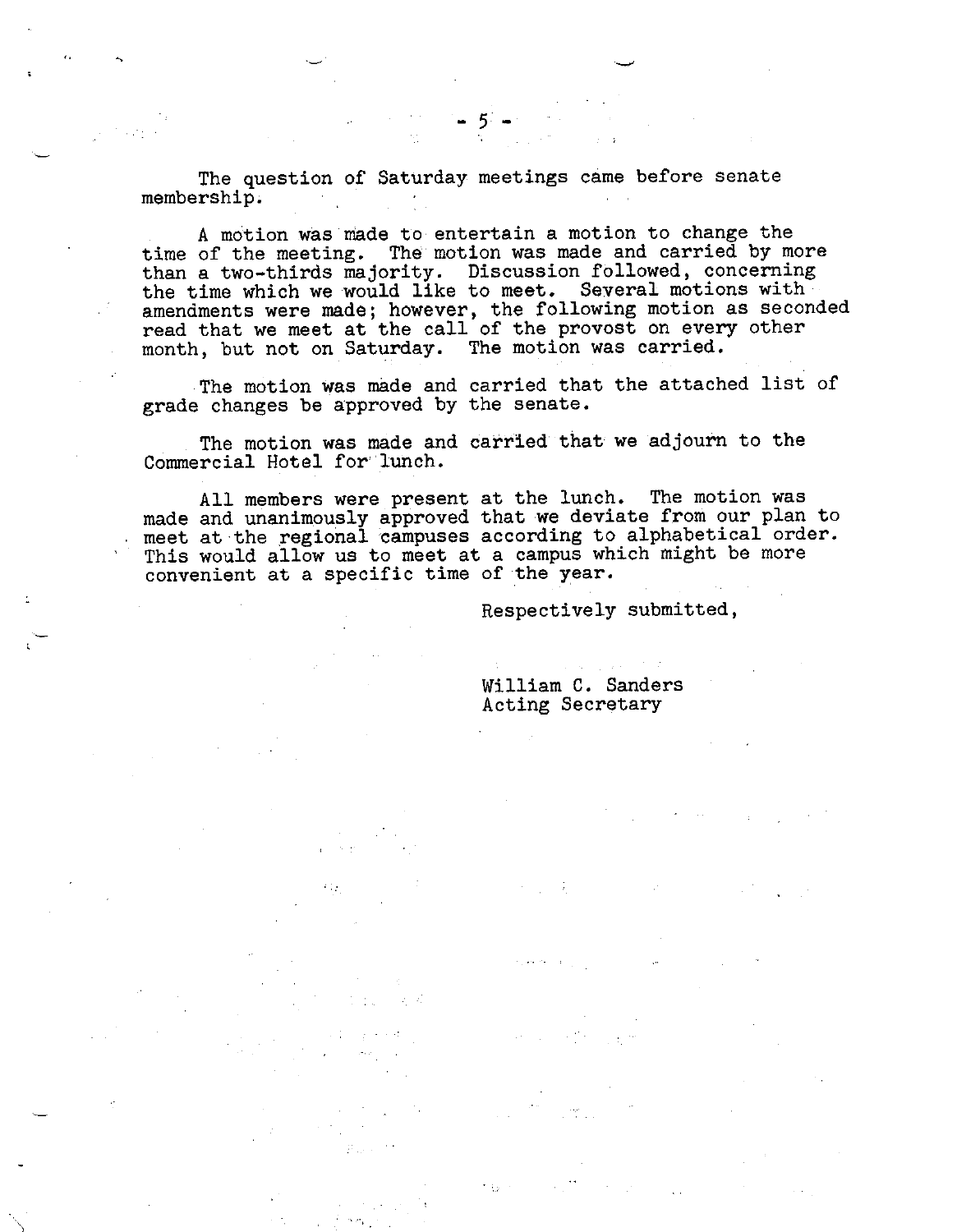The question of Saturday meetings came before senate membership.

A motion was made to entertain a motion to change the time of the meeting. The motion was made and carried by more than a two-thirds majority. Discussion followed, concerning the time which we would like to meet. Several motions with amendments were made; however, the following motion as seconded read that we meet at the call of the provost on every other month, but not on Saturday. The motion was carried.

The motion was made and carried that the attached list of grade changes be approved by the senate.

The motion was made and carried that we adjourn to the Commercial Hotel for lunch.

All members were present at the lunch. The motion was made and unanimously approved that we deviate from our plan to meet at the regional campuses according to alphabetical order. This would allow us to meet at a campus which might be more convenient at a specific time of the year.

Respectively submitted,

William C. Sanders
Acting Secretary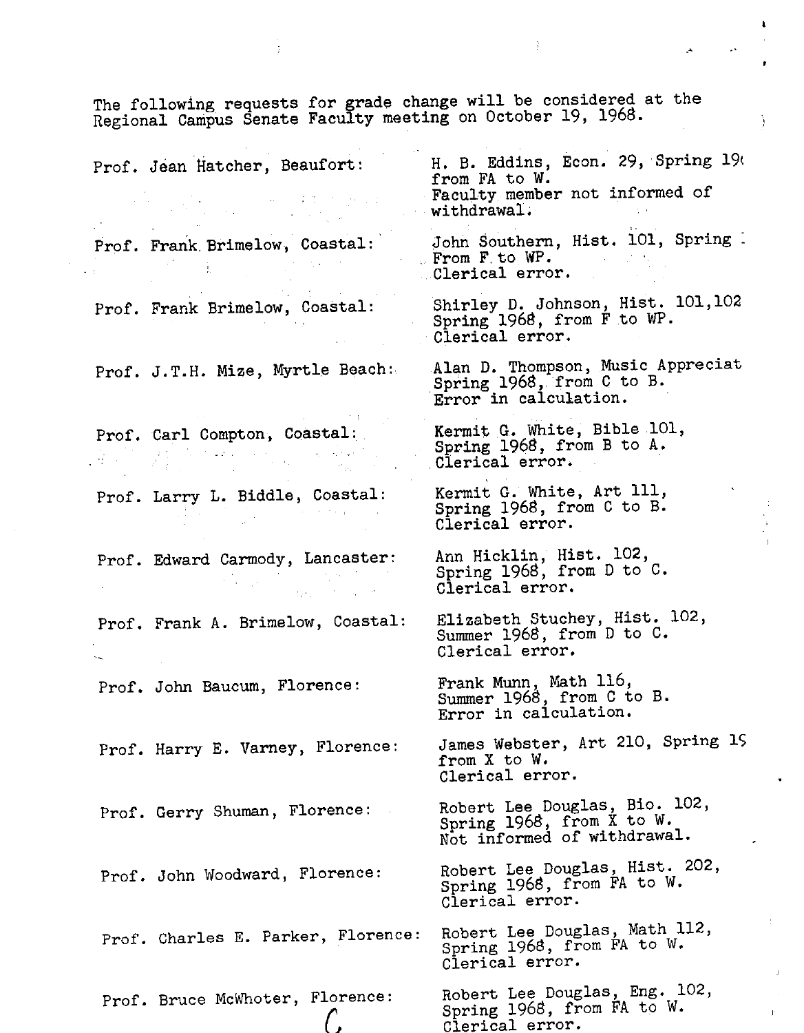The following requests for grade change will be considered at the Regional Campus Senate Faculty meeting on October 19, 1968.

| | |
|---|---|
| Prof. Jean Hatcher, Beaufort: | H. B. Eddins, Econ. 29, Spring 19 from FA to W. Faculty member not informed of withdrawal. |
| Prof. Frank Brimelow, Coastal: | John Southern, Hist. 101, Spring From F to WP. Clerical error. |
| Prof. Frank Brimelow, Coastal: | Shirley D. Johnson, Hist. 101,102 Spring 1968, from F to WP. Clerical error. |
| Prof. J.T.H. Mize, Myrtle Beach: | Alan D. Thompson, Music Appreciat Spring 1968, from C to B. Error in calculation. |
| Prof. Carl Compton, Coastal: | Kermit G. White, Bible 101, Spring 1968, from B to A. Clerical error. |
| Prof. Larry L. Biddle, Coastal: | Kermit G. White, Art 111, Spring 1968, from C to B. Clerical error. |
| Prof. Edward Carmody, Lancaster: | Ann Hicklin, Hist. 102, Spring 1968, from D to C. Clerical error. |
| Prof. Frank A. Brimelow, Coastal: | Elizabeth Stuchey, Hist. 102, Summer 1968, from D to C. Clerical error. |
| Prof. John Baucum, Florence: | Frank Munn, Math 116, Summer 1968, from C to B. Error in calculation. |
| Prof. Harry E. Varney, Florence: | James Webster, Art 210, Spring 19 from X to W. Clerical error. |
| Prof. Gerry Shuman, Florence: | Robert Lee Douglas, Bio. 102, Spring 1968, from X to W. Not informed of withdrawal. |
| Prof. John Woodward, Florence: | Robert Lee Douglas, Hist. 202, Spring 1968, from FA to W. Clerical error. |
| Prof. Charles E. Parker, Florence: | Robert Lee Douglas, Math 112, Spring 1968, from FA to W. Clerical error. |
| Prof. Bruce McWhoter, Florence: | Robert Lee Douglas, Eng. 102, Spring 1968, from FA to W. Clerical error. |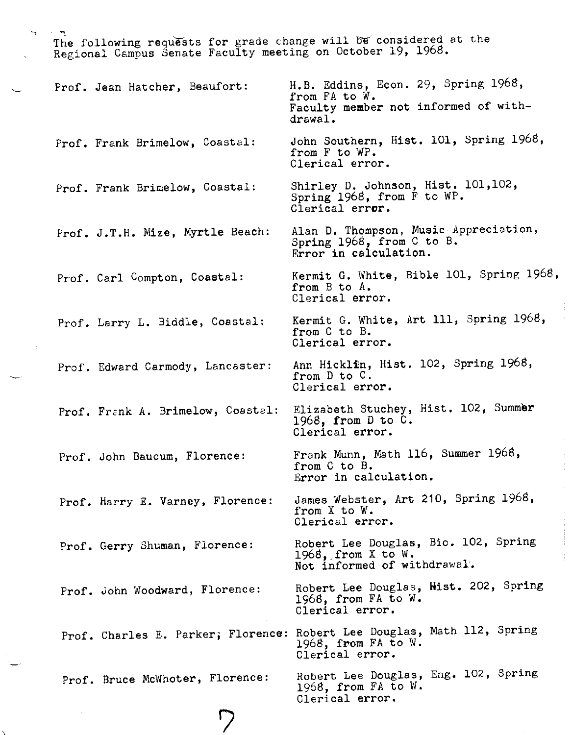The following requests for grade change will be considered at the Regional Campus Senate Faculty meeting on October 19, 1968.

| | |
|---|---|
| Prof. Jean Hatcher, Beaufort: | H.B. Eddins, Econ. 29, Spring 1968, from FA to W. Faculty member not informed of withdrawal. |
| Prof. Frank Brimelow, Coastal: | John Southern, Hist. 101, Spring 1968, from F to WP. Clerical error. |
| Prof. Frank Brimelow, Coastal: | Shirley D. Johnson, Hist. 101,102, Spring 1968, from F to WP. Clerical error. |
| Prof. J.T.H. Mize, Myrtle Beach: | Alan D. Thompson, Music Appreciation, Spring 1968, from C to B. Error in calculation. |
| Prof. Carl Compton, Coastal: | Kermit G. White, Bible 101, Spring 1968, from B to A. Clerical error. |
| Prof. Larry L. Biddle, Coastal: | Kermit G. White, Art 111, Spring 1968, from C to B. Clerical error. |
| Prof. Edward Carmody, Lancaster: | Ann Hicklin, Hist. 102, Spring 1968, from D to C. Clerical error. |
| Prof. Frank A. Brimelow, Coastal: | Elizabeth Stuchey, Hist. 102, Summer 1968, from D to C. Clerical error. |
| Prof. John Baucum, Florence: | Frank Munn, Math 116, Summer 1968, from C to B. Error in calculation. |
| Prof. Harry E. Varney, Florence: | James Webster, Art 210, Spring 1968, from X to W. Clerical error. |
| Prof. Gerry Shuman, Florence: | Robert Lee Douglas, Bio. 102, Spring 1968, from X to W. Not informed of withdrawal. |
| Prof. John Woodward, Florence: | Robert Lee Douglas, Hist. 202, Spring 1968, from FA to W. Clerical error. |
| Prof. Charles E. Parker; Florence: | Robert Lee Douglas, Math 112, Spring 1968, from FA to W. Clerical error. |
| Prof. Bruce McWhoter, Florence: | Robert Lee Douglas, Eng. 102, Spring 1968, from FA to W. Clerical error. |